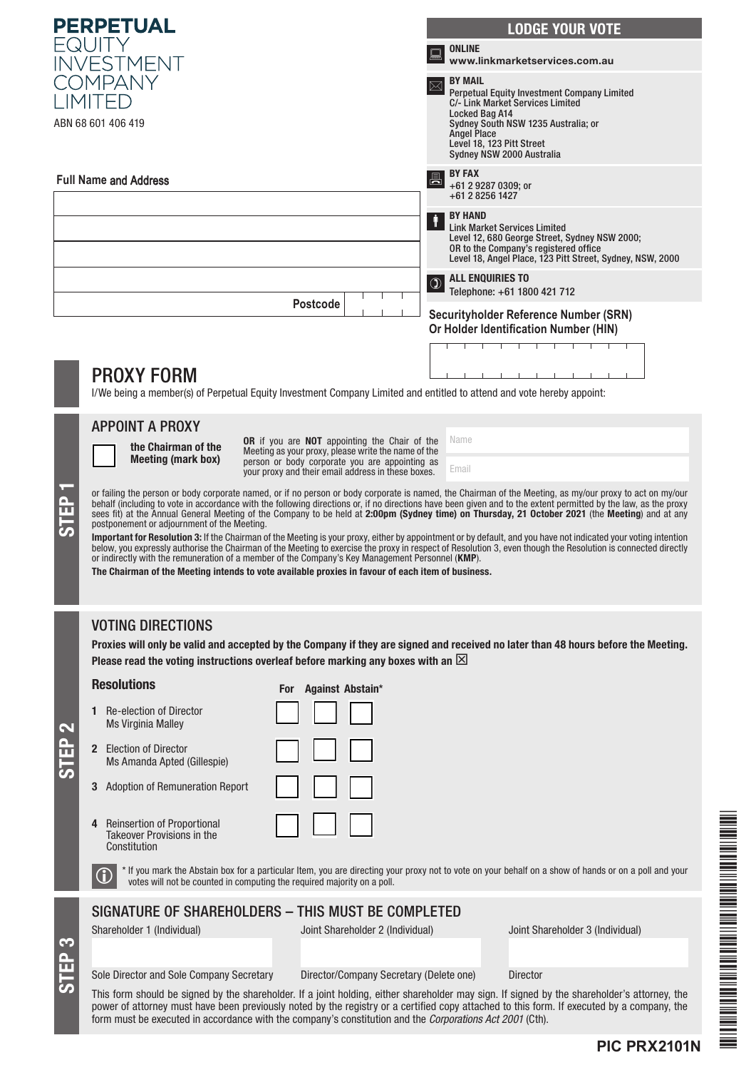# PERPETUAL EQUITY INVESTMENT COMPANY LIMITED

ABN 68 601 406 419

**Full Name and Address**

| |
|---|
| |
| |
| |
| |
| Postcode |

## LODGE YOUR VOTE

**ONLINE**
**www.linkmarketservices.com.au**

**BY MAIL**
Perpetual Equity Investment Company Limited
C/- Link Market Services Limited
Locked Bag A14
Sydney South NSW 1235 Australia; or
Angel Place
Level 18, 123 Pitt Street
Sydney NSW 2000 Australia

**BY FAX**
+61 2 9287 0309; or
+61 2 8256 1427

**BY HAND**
Link Market Services Limited
Level 12, 680 George Street, Sydney NSW 2000;
OR to the Company's registered office
Level 18, Angel Place, 123 Pitt Street, Sydney, NSW, 2000

**ALL ENQUIRIES TO**
Telephone: +61 1800 421 712

**Securityholder Reference Number (SRN)**
**Or Holder Identification Number (HIN)**

# PROXY FORM

I/We being a member(s) of Perpetual Equity Investment Company Limited and entitled to attend and vote hereby appoint:

## STEP 1

### APPOINT A PROXY

☐ **the Chairman of the Meeting (mark box)**

**OR** if you are **NOT** appointing the Chair of the Meeting as your proxy, please write the name of the person or body corporate you are appointing as your proxy and their email address in these boxes.

Name

Email

or failing the person or body corporate named, or if no person or body corporate is named, the Chairman of the Meeting, as my/our proxy to act on my/our behalf (including to vote in accordance with the following directions or, if no directions have been given and to the extent permitted by the law, as the proxy sees fit) at the Annual General Meeting of the Company to be held at **2:00pm (Sydney time) on Thursday, 21 October 2021** (the **Meeting**) and at any postponement or adjournment of the Meeting.

**Important for Resolution 3:** If the Chairman of the Meeting is your proxy, either by appointment or by default, and you have not indicated your voting intention below, you expressly authorise the Chairman of the Meeting to exercise the proxy in respect of Resolution 3, even though the Resolution is connected directly or indirectly with the remuneration of a member of the Company's Key Management Personnel (**KMP**).

**The Chairman of the Meeting intends to vote available proxies in favour of each item of business.**

## STEP 2

### VOTING DIRECTIONS

**Proxies will only be valid and accepted by the Company if they are signed and received no later than 48 hours before the Meeting.**
**Please read the voting instructions overleaf before marking any boxes with an ☒**

| Resolutions | For | Against | Abstain* |
|---|---|---|---|
| 1 Re-election of Director Ms Virginia Malley | ☐ | ☐ | ☐ |
| 2 Election of Director Ms Amanda Apted (Gillespie) | ☐ | ☐ | ☐ |
| 3 Adoption of Remuneration Report | ☐ | ☐ | ☐ |
| 4 Reinsertion of Proportional Takeover Provisions in the Constitution | ☐ | ☐ | ☐ |

\* If you mark the Abstain box for a particular Item, you are directing your proxy not to vote on your behalf on a show of hands or on a poll and your votes will not be counted in computing the required majority on a poll.

## STEP 3

### SIGNATURE OF SHAREHOLDERS – THIS MUST BE COMPLETED

| Shareholder 1 (Individual) | Joint Shareholder 2 (Individual) | Joint Shareholder 3 (Individual) |
|---|---|---|
| | | |
| Sole Director and Sole Company Secretary | Director/Company Secretary (Delete one) | Director |

This form should be signed by the shareholder. If a joint holding, either shareholder may sign. If signed by the shareholder's attorney, the power of attorney must have been previously noted by the registry or a certified copy attached to this form. If executed by a company, the form must be executed in accordance with the company's constitution and the *Corporations Act 2001* (Cth).

**PIC PRX2101N**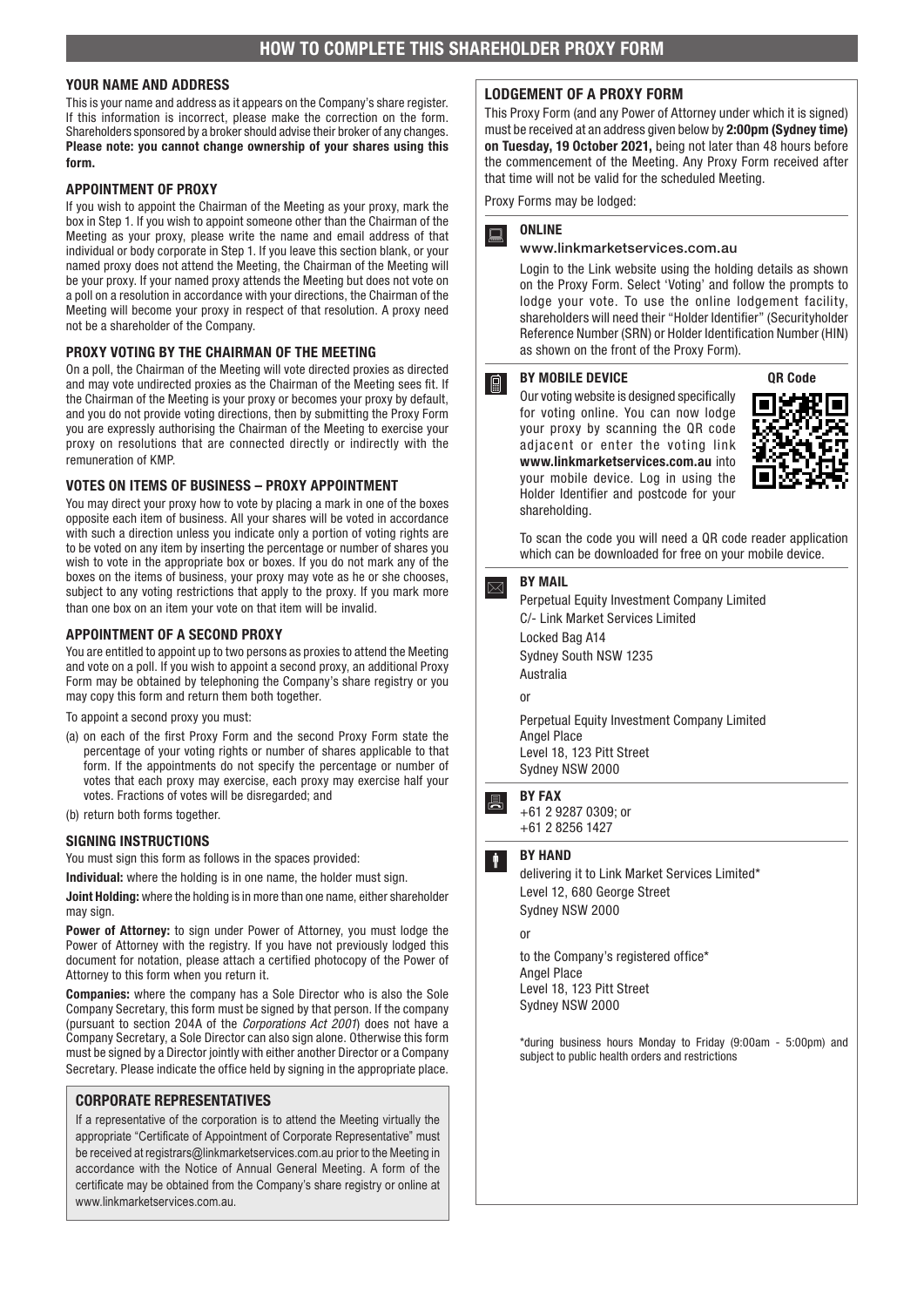# HOW TO COMPLETE THIS SHAREHOLDER PROXY FORM

### YOUR NAME AND ADDRESS

This is your name and address as it appears on the Company's share register. If this information is incorrect, please make the correction on the form. Shareholders sponsored by a broker should advise their broker of any changes. **Please note: you cannot change ownership of your shares using this form.**

### APPOINTMENT OF PROXY

If you wish to appoint the Chairman of the Meeting as your proxy, mark the box in Step 1. If you wish to appoint someone other than the Chairman of the Meeting as your proxy, please write the name and email address of that individual or body corporate in Step 1. If you leave this section blank, or your named proxy does not attend the Meeting, the Chairman of the Meeting will be your proxy. If your named proxy attends the Meeting but does not vote on a poll on a resolution in accordance with your directions, the Chairman of the Meeting will become your proxy in respect of that resolution. A proxy need not be a shareholder of the Company.

### PROXY VOTING BY THE CHAIRMAN OF THE MEETING

On a poll, the Chairman of the Meeting will vote directed proxies as directed and may vote undirected proxies as the Chairman of the Meeting sees fit. If the Chairman of the Meeting is your proxy or becomes your proxy by default, and you do not provide voting directions, then by submitting the Proxy Form you are expressly authorising the Chairman of the Meeting to exercise your proxy on resolutions that are connected directly or indirectly with the remuneration of KMP.

### VOTES ON ITEMS OF BUSINESS – PROXY APPOINTMENT

You may direct your proxy how to vote by placing a mark in one of the boxes opposite each item of business. All your shares will be voted in accordance with such a direction unless you indicate only a portion of voting rights are to be voted on any item by inserting the percentage or number of shares you wish to vote in the appropriate box or boxes. If you do not mark any of the boxes on the items of business, your proxy may vote as he or she chooses, subject to any voting restrictions that apply to the proxy. If you mark more than one box on an item your vote on that item will be invalid.

### APPOINTMENT OF A SECOND PROXY

You are entitled to appoint up to two persons as proxies to attend the Meeting and vote on a poll. If you wish to appoint a second proxy, an additional Proxy Form may be obtained by telephoning the Company's share registry or you may copy this form and return them both together.

To appoint a second proxy you must:

(a) on each of the first Proxy Form and the second Proxy Form state the percentage of your voting rights or number of shares applicable to that form. If the appointments do not specify the percentage or number of votes that each proxy may exercise, each proxy may exercise half your votes. Fractions of votes will be disregarded; and

(b) return both forms together.

### SIGNING INSTRUCTIONS

You must sign this form as follows in the spaces provided:

**Individual:** where the holding is in one name, the holder must sign.

**Joint Holding:** where the holding is in more than one name, either shareholder may sign.

**Power of Attorney:** to sign under Power of Attorney, you must lodge the Power of Attorney with the registry. If you have not previously lodged this document for notation, please attach a certified photocopy of the Power of Attorney to this form when you return it.

**Companies:** where the company has a Sole Director who is also the Sole Company Secretary, this form must be signed by that person. If the company (pursuant to section 204A of the *Corporations Act 2001*) does not have a Company Secretary, a Sole Director can also sign alone. Otherwise this form must be signed by a Director jointly with either another Director or a Company Secretary. Please indicate the office held by signing in the appropriate place.

### CORPORATE REPRESENTATIVES

If a representative of the corporation is to attend the Meeting virtually the appropriate "Certificate of Appointment of Corporate Representative" must be received at registrars@linkmarketservices.com.au prior to the Meeting in accordance with the Notice of Annual General Meeting. A form of the certificate may be obtained from the Company's share registry or online at www.linkmarketservices.com.au.

### LODGEMENT OF A PROXY FORM

This Proxy Form (and any Power of Attorney under which it is signed) must be received at an address given below by **2:00pm (Sydney time) on Tuesday, 19 October 2021,** being not later than 48 hours before the commencement of the Meeting. Any Proxy Form received after that time will not be valid for the scheduled Meeting.

Proxy Forms may be lodged:

#### ONLINE

www.linkmarketservices.com.au

Login to the Link website using the holding details as shown on the Proxy Form. Select 'Voting' and follow the prompts to lodge your vote. To use the online lodgement facility, shareholders will need their "Holder Identifier" (Securityholder Reference Number (SRN) or Holder Identification Number (HIN) as shown on the front of the Proxy Form).

#### BY MOBILE DEVICE

**QR Code**

Our voting website is designed specifically for voting online. You can now lodge your proxy by scanning the QR code adjacent or enter the voting link **www.linkmarketservices.com.au** into your mobile device. Log in using the Holder Identifier and postcode for your shareholding.

To scan the code you will need a QR code reader application which can be downloaded for free on your mobile device.

#### BY MAIL

Perpetual Equity Investment Company Limited
C/- Link Market Services Limited
Locked Bag A14
Sydney South NSW 1235
Australia

or

Perpetual Equity Investment Company Limited
Angel Place
Level 18, 123 Pitt Street
Sydney NSW 2000

#### BY FAX

+61 2 9287 0309; or
+61 2 8256 1427

#### BY HAND

delivering it to Link Market Services Limited*
Level 12, 680 George Street
Sydney NSW 2000

or

to the Company's registered office*
Angel Place
Level 18, 123 Pitt Street
Sydney NSW 2000

*during business hours Monday to Friday (9:00am - 5:00pm) and subject to public health orders and restrictions